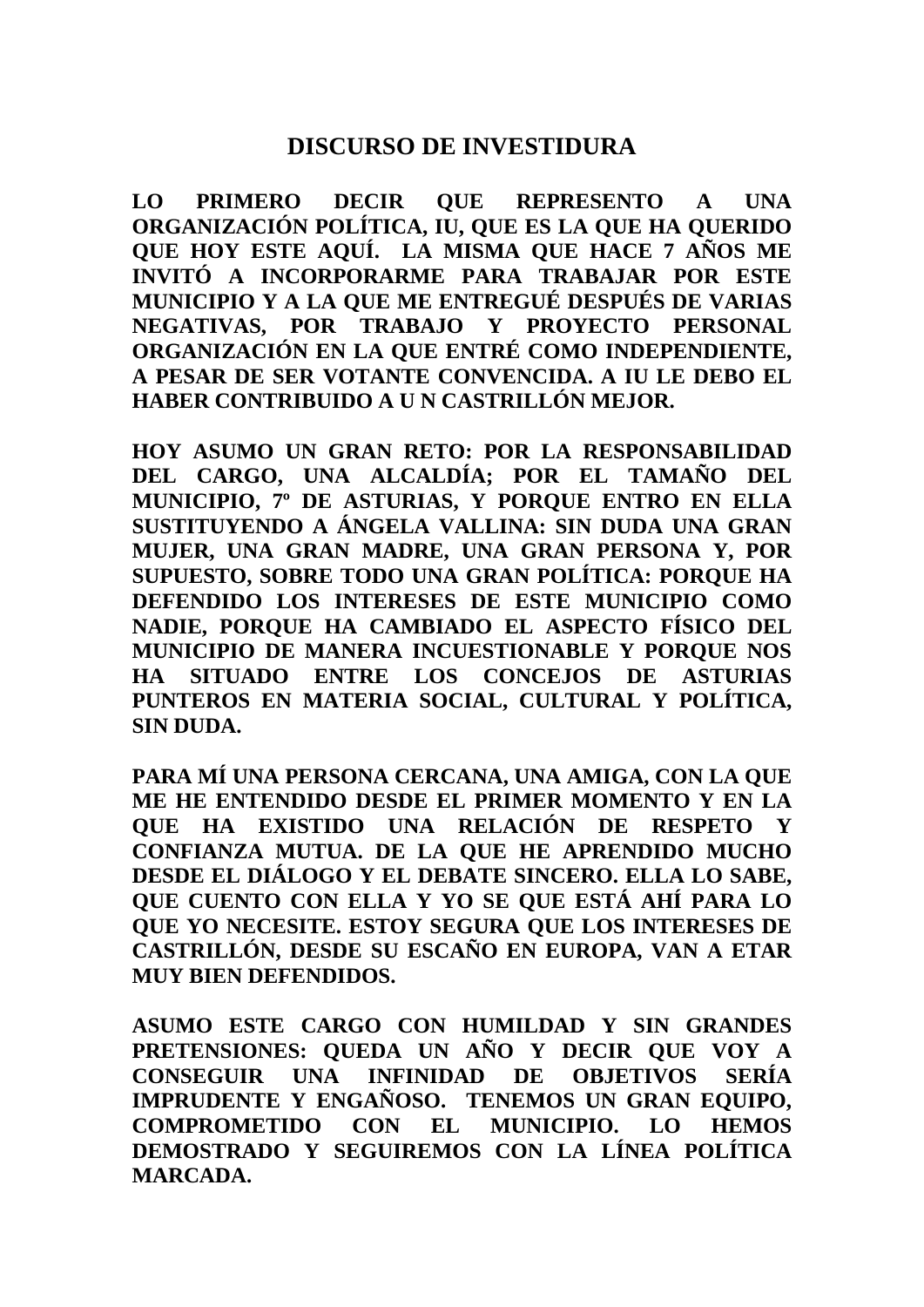# DISCURSO DE INVESTIDURA

**LO PRIMERO DECIR QUE REPRESENTO A UNA ORGANIZACIÓN POLÍTICA, IU, QUE ES LA QUE HA QUERIDO QUE HOY ESTE AQUÍ. LA MISMA QUE HACE 7 AÑOS ME INVITÓ A INCORPORARME PARA TRABAJAR POR ESTE MUNICIPIO Y A LA QUE ME ENTREGUÉ DESPUÉS DE VARIAS NEGATIVAS, POR TRABAJO Y PROYECTO PERSONAL ORGANIZACIÓN EN LA QUE ENTRÉ COMO INDEPENDIENTE, A PESAR DE SER VOTANTE CONVENCIDA. A IU LE DEBO EL HABER CONTRIBUIDO A U N CASTRILLÓN MEJOR.**

**HOY ASUMO UN GRAN RETO: POR LA RESPONSABILIDAD DEL CARGO, UNA ALCALDÍA; POR EL TAMAÑO DEL MUNICIPIO, 7º DE ASTURIAS, Y PORQUE ENTRO EN ELLA SUSTITUYENDO A ÁNGELA VALLINA: SIN DUDA UNA GRAN MUJER, UNA GRAN MADRE, UNA GRAN PERSONA Y, POR SUPUESTO, SOBRE TODO UNA GRAN POLÍTICA: PORQUE HA DEFENDIDO LOS INTERESES DE ESTE MUNICIPIO COMO NADIE, PORQUE HA CAMBIADO EL ASPECTO FÍSICO DEL MUNICIPIO DE MANERA INCUESTIONABLE Y PORQUE NOS HA SITUADO ENTRE LOS CONCEJOS DE ASTURIAS PUNTEROS EN MATERIA SOCIAL, CULTURAL Y POLÍTICA, SIN DUDA.**

**PARA MÍ UNA PERSONA CERCANA, UNA AMIGA, CON LA QUE ME HE ENTENDIDO DESDE EL PRIMER MOMENTO Y EN LA QUE HA EXISTIDO UNA RELACIÓN DE RESPETO Y CONFIANZA MUTUA. DE LA QUE HE APRENDIDO MUCHO DESDE EL DIÁLOGO Y EL DEBATE SINCERO. ELLA LO SABE, QUE CUENTO CON ELLA Y YO SE QUE ESTÁ AHÍ PARA LO QUE YO NECESITE. ESTOY SEGURA QUE LOS INTERESES DE CASTRILLÓN, DESDE SU ESCAÑO EN EUROPA, VAN A ETAR MUY BIEN DEFENDIDOS.**

**ASUMO ESTE CARGO CON HUMILDAD Y SIN GRANDES PRETENSIONES: QUEDA UN AÑO Y DECIR QUE VOY A CONSEGUIR UNA INFINIDAD DE OBJETIVOS SERÍA IMPRUDENTE Y ENGAÑOSO. TENEMOS UN GRAN EQUIPO, COMPROMETIDO CON EL MUNICIPIO. LO HEMOS DEMOSTRADO Y SEGUIREMOS CON LA LÍNEA POLÍTICA MARCADA.**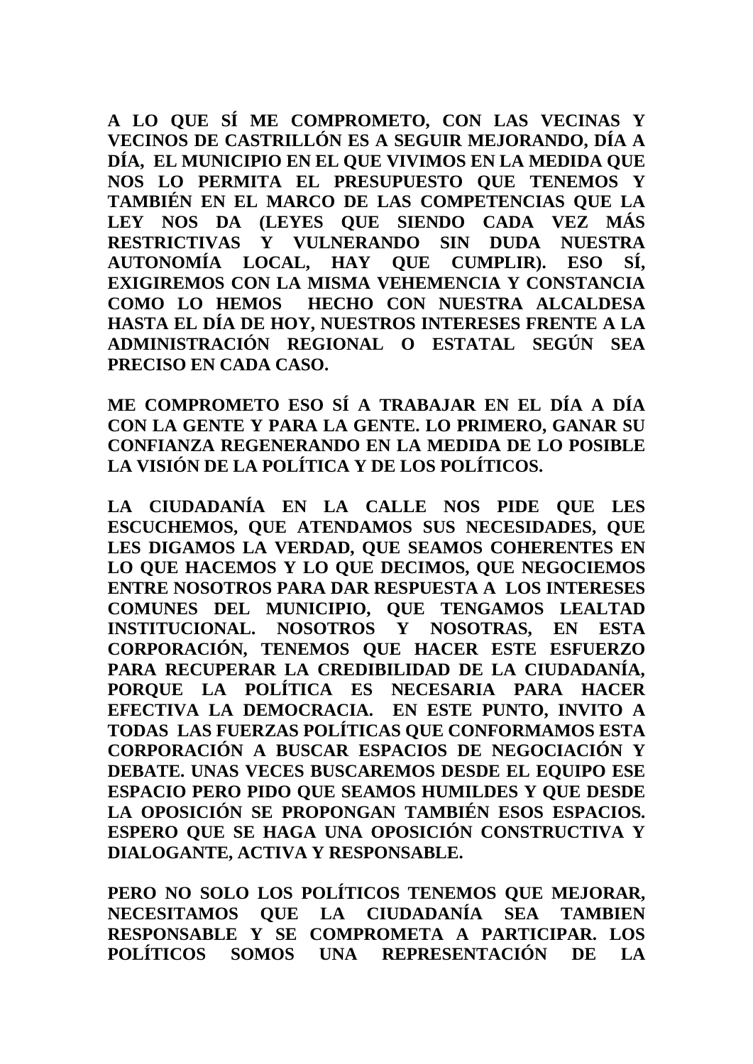**A LO QUE SÍ ME COMPROMETO, CON LAS VECINAS Y VECINOS DE CASTRILLÓN ES A SEGUIR MEJORANDO, DÍA A DÍA, EL MUNICIPIO EN EL QUE VIVIMOS EN LA MEDIDA QUE NOS LO PERMITA EL PRESUPUESTO QUE TENEMOS Y TAMBIÉN EN EL MARCO DE LAS COMPETENCIAS QUE LA LEY NOS DA (LEYES QUE SIENDO CADA VEZ MÁS RESTRICTIVAS Y VULNERANDO SIN DUDA NUESTRA AUTONOMÍA LOCAL, HAY QUE CUMPLIR). ESO SÍ, EXIGIREMOS CON LA MISMA VEHEMENCIA Y CONSTANCIA COMO LO HEMOS HECHO CON NUESTRA ALCALDESA HASTA EL DÍA DE HOY, NUESTROS INTERESES FRENTE A LA ADMINISTRACIÓN REGIONAL O ESTATAL SEGÚN SEA PRECISO EN CADA CASO.**

**ME COMPROMETO ESO SÍ A TRABAJAR EN EL DÍA A DÍA CON LA GENTE Y PARA LA GENTE. LO PRIMERO, GANAR SU CONFIANZA REGENERANDO EN LA MEDIDA DE LO POSIBLE LA VISIÓN DE LA POLÍTICA Y DE LOS POLÍTICOS.**

**LA CIUDADANÍA EN LA CALLE NOS PIDE QUE LES ESCUCHEMOS, QUE ATENDAMOS SUS NECESIDADES, QUE LES DIGAMOS LA VERDAD, QUE SEAMOS COHERENTES EN LO QUE HACEMOS Y LO QUE DECIMOS, QUE NEGOCIEMOS ENTRE NOSOTROS PARA DAR RESPUESTA A LOS INTERESES COMUNES DEL MUNICIPIO, QUE TENGAMOS LEALTAD INSTITUCIONAL. NOSOTROS Y NOSOTRAS, EN ESTA CORPORACIÓN, TENEMOS QUE HACER ESTE ESFUERZO PARA RECUPERAR LA CREDIBILIDAD DE LA CIUDADANÍA, PORQUE LA POLÍTICA ES NECESARIA PARA HACER EFECTIVA LA DEMOCRACIA. EN ESTE PUNTO, INVITO A TODAS LAS FUERZAS POLÍTICAS QUE CONFORMAMOS ESTA CORPORACIÓN A BUSCAR ESPACIOS DE NEGOCIACIÓN Y DEBATE. UNAS VECES BUSCAREMOS DESDE EL EQUIPO ESE ESPACIO PERO PIDO QUE SEAMOS HUMILDES Y QUE DESDE LA OPOSICIÓN SE PROPONGAN TAMBIÉN ESOS ESPACIOS. ESPERO QUE SE HAGA UNA OPOSICIÓN CONSTRUCTIVA Y DIALOGANTE, ACTIVA Y RESPONSABLE.**

**PERO NO SOLO LOS POLÍTICOS TENEMOS QUE MEJORAR, NECESITAMOS QUE LA CIUDADANÍA SEA TAMBIEN RESPONSABLE Y SE COMPROMETA A PARTICIPAR. LOS POLÍTICOS SOMOS UNA REPRESENTACIÓN DE LA**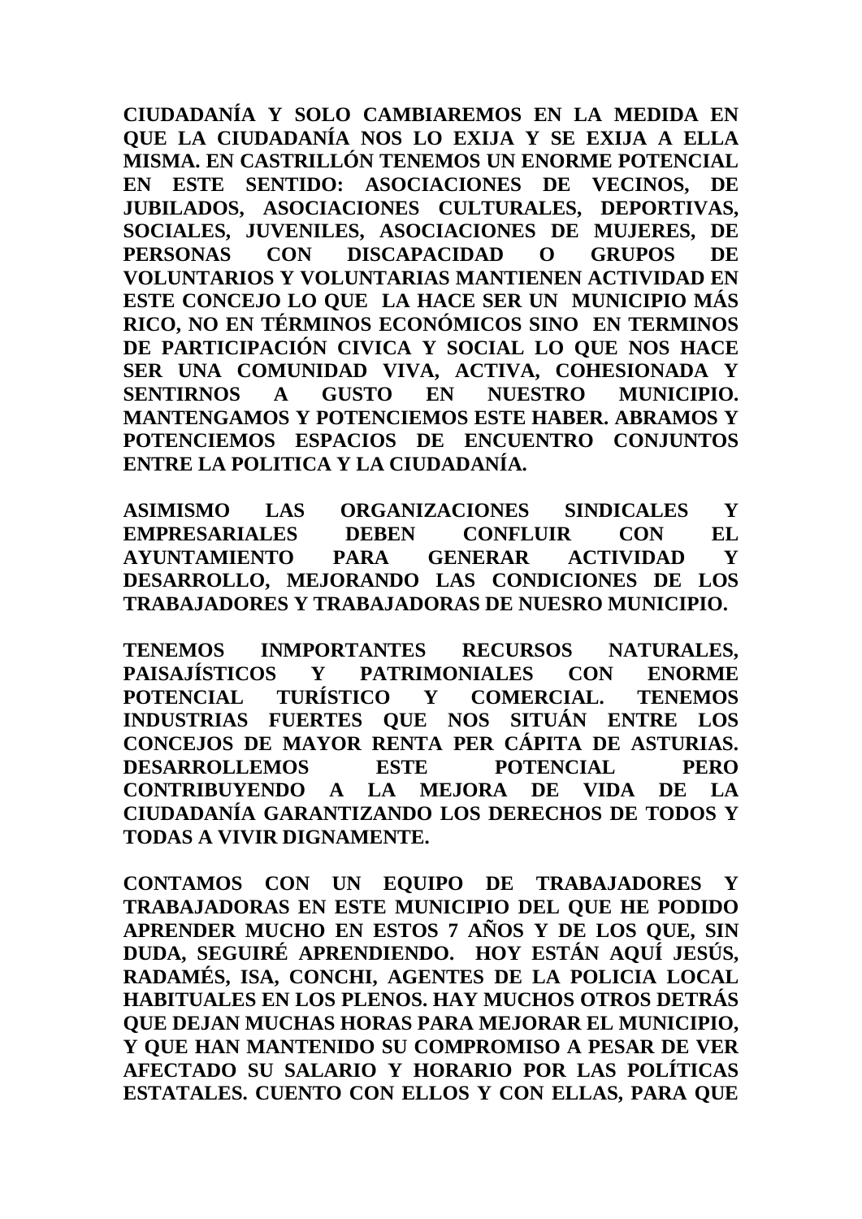**CIUDADANÍA Y SOLO CAMBIAREMOS EN LA MEDIDA EN QUE LA CIUDADANÍA NOS LO EXIJA Y SE EXIJA A ELLA MISMA. EN CASTRILLÓN TENEMOS UN ENORME POTENCIAL EN ESTE SENTIDO: ASOCIACIONES DE VECINOS, DE JUBILADOS, ASOCIACIONES CULTURALES, DEPORTIVAS, SOCIALES, JUVENILES, ASOCIACIONES DE MUJERES, DE PERSONAS CON DISCAPACIDAD O GRUPOS DE VOLUNTARIOS Y VOLUNTARIAS MANTIENEN ACTIVIDAD EN ESTE CONCEJO LO QUE LA HACE SER UN MUNICIPIO MÁS RICO, NO EN TÉRMINOS ECONÓMICOS SINO EN TERMINOS DE PARTICIPACIÓN CIVICA Y SOCIAL LO QUE NOS HACE SER UNA COMUNIDAD VIVA, ACTIVA, COHESIONADA Y SENTIRNOS A GUSTO EN NUESTRO MUNICIPIO. MANTENGAMOS Y POTENCIEMOS ESTE HABER. ABRAMOS Y POTENCIEMOS ESPACIOS DE ENCUENTRO CONJUNTOS ENTRE LA POLITICA Y LA CIUDADANÍA.**

**ASIMISMO LAS ORGANIZACIONES SINDICALES Y EMPRESARIALES DEBEN CONFLUIR CON EL AYUNTAMIENTO PARA GENERAR ACTIVIDAD Y DESARROLLO, MEJORANDO LAS CONDICIONES DE LOS TRABAJADORES Y TRABAJADORAS DE NUESRO MUNICIPIO.**

**TENEMOS INMPORTANTES RECURSOS NATURALES, PAISAJÍSTICOS Y PATRIMONIALES CON ENORME POTENCIAL TURÍSTICO Y COMERCIAL. TENEMOS INDUSTRIAS FUERTES QUE NOS SITUÁN ENTRE LOS CONCEJOS DE MAYOR RENTA PER CÁPITA DE ASTURIAS. DESARROLLEMOS ESTE POTENCIAL PERO CONTRIBUYENDO A LA MEJORA DE VIDA DE LA CIUDADANÍA GARANTIZANDO LOS DERECHOS DE TODOS Y TODAS A VIVIR DIGNAMENTE.**

**CONTAMOS CON UN EQUIPO DE TRABAJADORES Y TRABAJADORAS EN ESTE MUNICIPIO DEL QUE HE PODIDO APRENDER MUCHO EN ESTOS 7 AÑOS Y DE LOS QUE, SIN DUDA, SEGUIRÉ APRENDIENDO. HOY ESTÁN AQUÍ JESÚS, RADAMÉS, ISA, CONCHI, AGENTES DE LA POLICIA LOCAL HABITUALES EN LOS PLENOS. HAY MUCHOS OTROS DETRÁS QUE DEJAN MUCHAS HORAS PARA MEJORAR EL MUNICIPIO, Y QUE HAN MANTENIDO SU COMPROMISO A PESAR DE VER AFECTADO SU SALARIO Y HORARIO POR LAS POLÍTICAS ESTATALES. CUENTO CON ELLOS Y CON ELLAS, PARA QUE**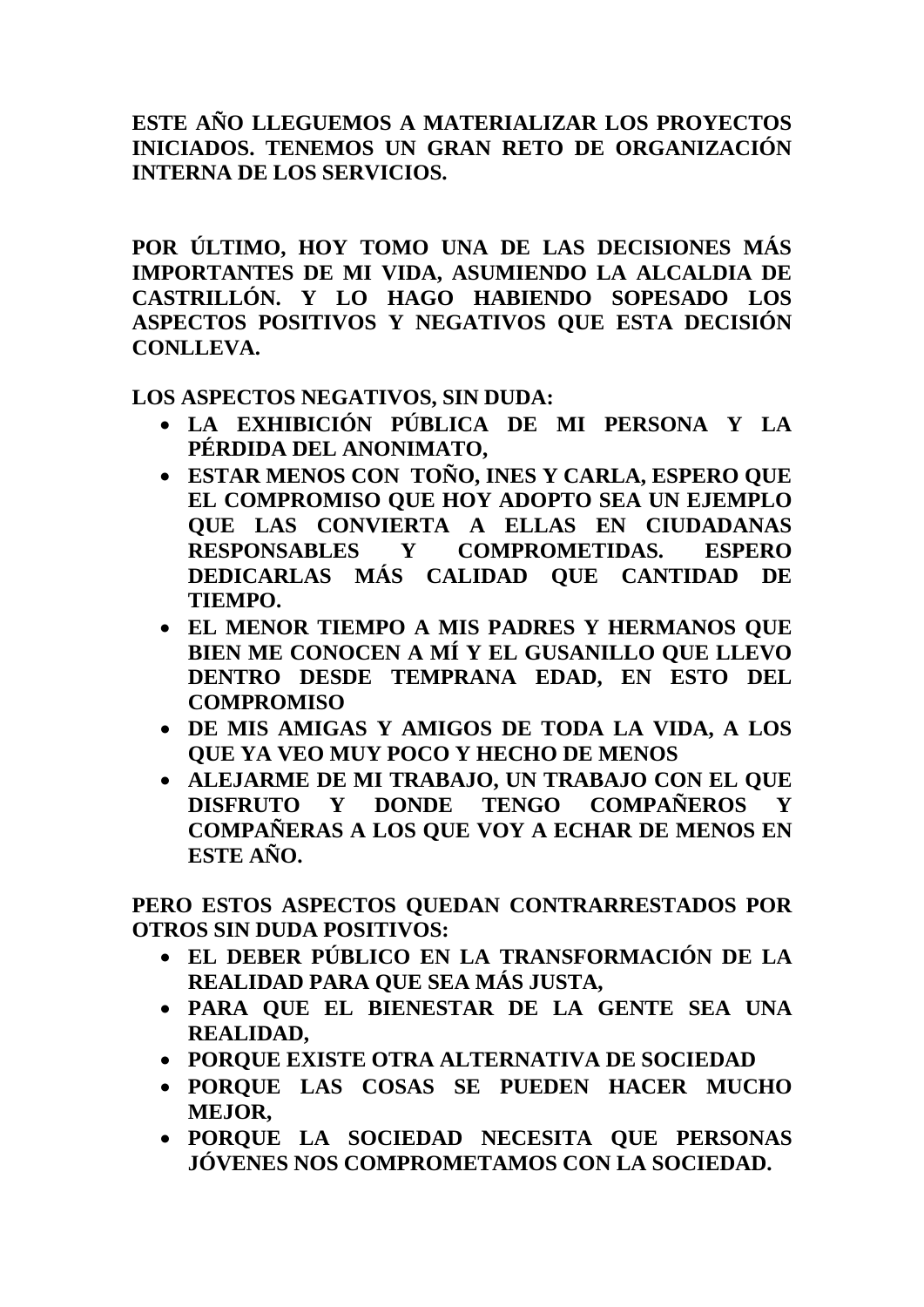**ESTE AÑO LLEGUEMOS A MATERIALIZAR LOS PROYECTOS INICIADOS. TENEMOS UN GRAN RETO DE ORGANIZACIÓN INTERNA DE LOS SERVICIOS.**

**POR ÚLTIMO, HOY TOMO UNA DE LAS DECISIONES MÁS IMPORTANTES DE MI VIDA, ASUMIENDO LA ALCALDIA DE CASTRILLÓN. Y LO HAGO HABIENDO SOPESADO LOS ASPECTOS POSITIVOS Y NEGATIVOS QUE ESTA DECISIÓN CONLLEVA.**

**LOS ASPECTOS NEGATIVOS, SIN DUDA:**

- **LA EXHIBICIÓN PÚBLICA DE MI PERSONA Y LA PÉRDIDA DEL ANONIMATO,**
- **ESTAR MENOS CON TOÑO, INES Y CARLA, ESPERO QUE EL COMPROMISO QUE HOY ADOPTO SEA UN EJEMPLO QUE LAS CONVIERTA A ELLAS EN CIUDADANAS RESPONSABLES Y COMPROMETIDAS. ESPERO DEDICARLAS MÁS CALIDAD QUE CANTIDAD DE TIEMPO.**
- **EL MENOR TIEMPO A MIS PADRES Y HERMANOS QUE BIEN ME CONOCEN A MÍ Y EL GUSANILLO QUE LLEVO DENTRO DESDE TEMPRANA EDAD, EN ESTO DEL COMPROMISO**
- **DE MIS AMIGAS Y AMIGOS DE TODA LA VIDA, A LOS QUE YA VEO MUY POCO Y HECHO DE MENOS**
- **ALEJARME DE MI TRABAJO, UN TRABAJO CON EL QUE DISFRUTO Y DONDE TENGO COMPAÑEROS Y COMPAÑERAS A LOS QUE VOY A ECHAR DE MENOS EN ESTE AÑO.**

**PERO ESTOS ASPECTOS QUEDAN CONTRARRESTADOS POR OTROS SIN DUDA POSITIVOS:**

- **EL DEBER PÚBLICO EN LA TRANSFORMACIÓN DE LA REALIDAD PARA QUE SEA MÁS JUSTA,**
- **PARA QUE EL BIENESTAR DE LA GENTE SEA UNA REALIDAD,**
- **PORQUE EXISTE OTRA ALTERNATIVA DE SOCIEDAD**
- **PORQUE LAS COSAS SE PUEDEN HACER MUCHO MEJOR,**
- **PORQUE LA SOCIEDAD NECESITA QUE PERSONAS JÓVENES NOS COMPROMETAMOS CON LA SOCIEDAD.**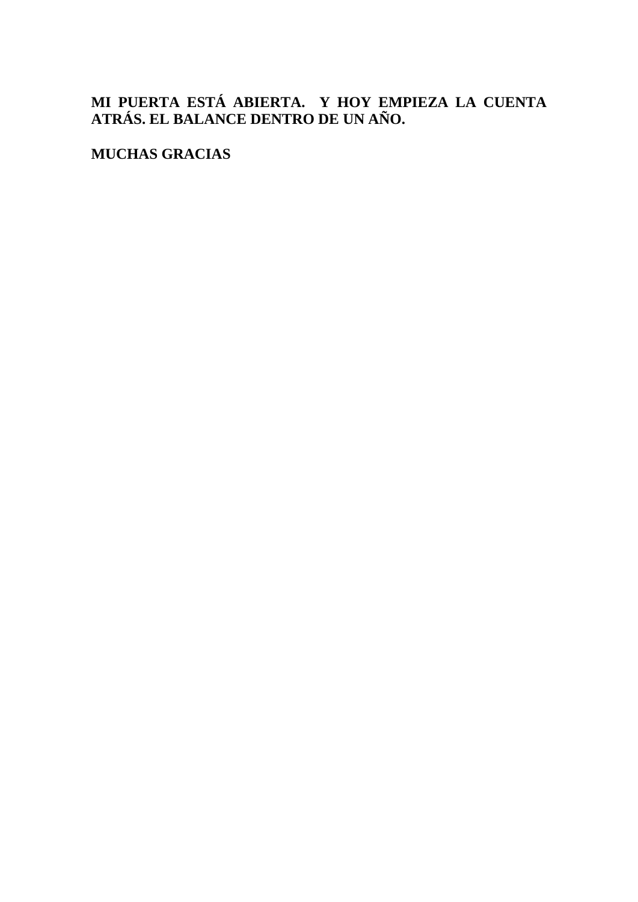**MI PUERTA ESTÁ ABIERTA. Y HOY EMPIEZA LA CUENTA ATRÁS. EL BALANCE DENTRO DE UN AÑO.**

**MUCHAS GRACIAS**